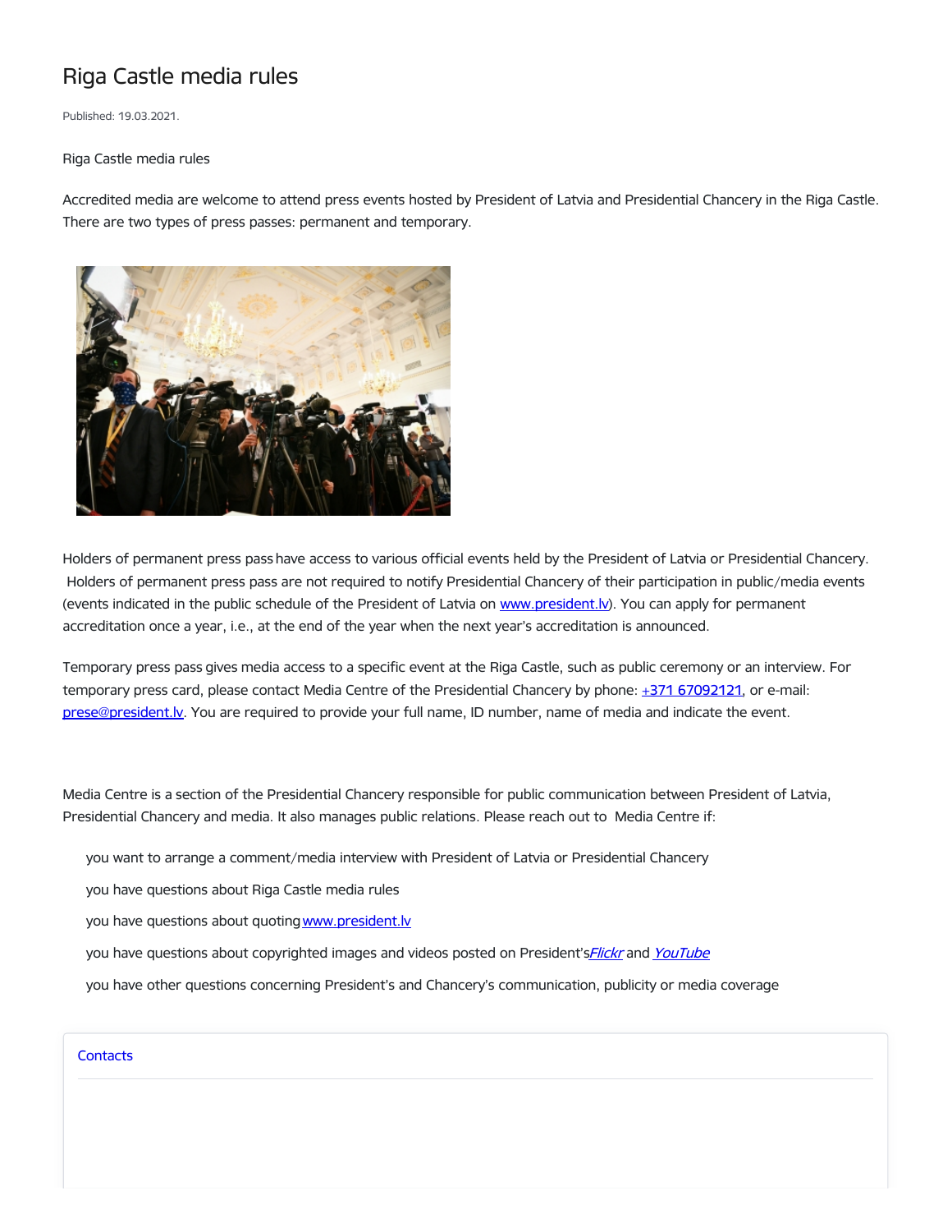# Riga Castle media rules

Published: 19.03.2021.

Riga Castle media rules

Accredited media are welcome to attend press events hosted by President of Latvia and Presidential Chancery in the Riga Castle. There are two types of press passes: permanent and temporary.

Holders of permanent press pass have access to various official events held by the President of Latvia or Presidential Chancery. Holders of permanent press pass are not required to notify Presidential Chancery of their participation in public/media events (events indicated in the public schedule of the President of Latvia on www.president.lv). You can apply for permanent accreditation once a year, i.e., at the end of the year when the next year's accreditation is announced.

Temporary press pass gives media access to a specific event at the Riga Castle, such as public ceremony or an interview. For temporary press card, please contact Media Centre of the Presidential Chancery by phone: +371 67092121, or e-mail: prese@president.lv. You are required to provide your full name, ID number, name of media and indicate the event.

Media Centre is a section of the Presidential Chancery responsible for public communication between President of Latvia, Presidential Chancery and media. It also manages public relations. Please reach out to Media Centre if:

- you want to arrange a comment/media interview with President of Latvia or Presidential Chancery
- you have questions about Riga Castle media rules
- you have questions about quoting www.president.lv
- you have questions about copyrighted images and videos posted on President's *Flickr* and *YouTube*
- you have other questions concerning President's and Chancery's communication, publicity or media coverage

Contacts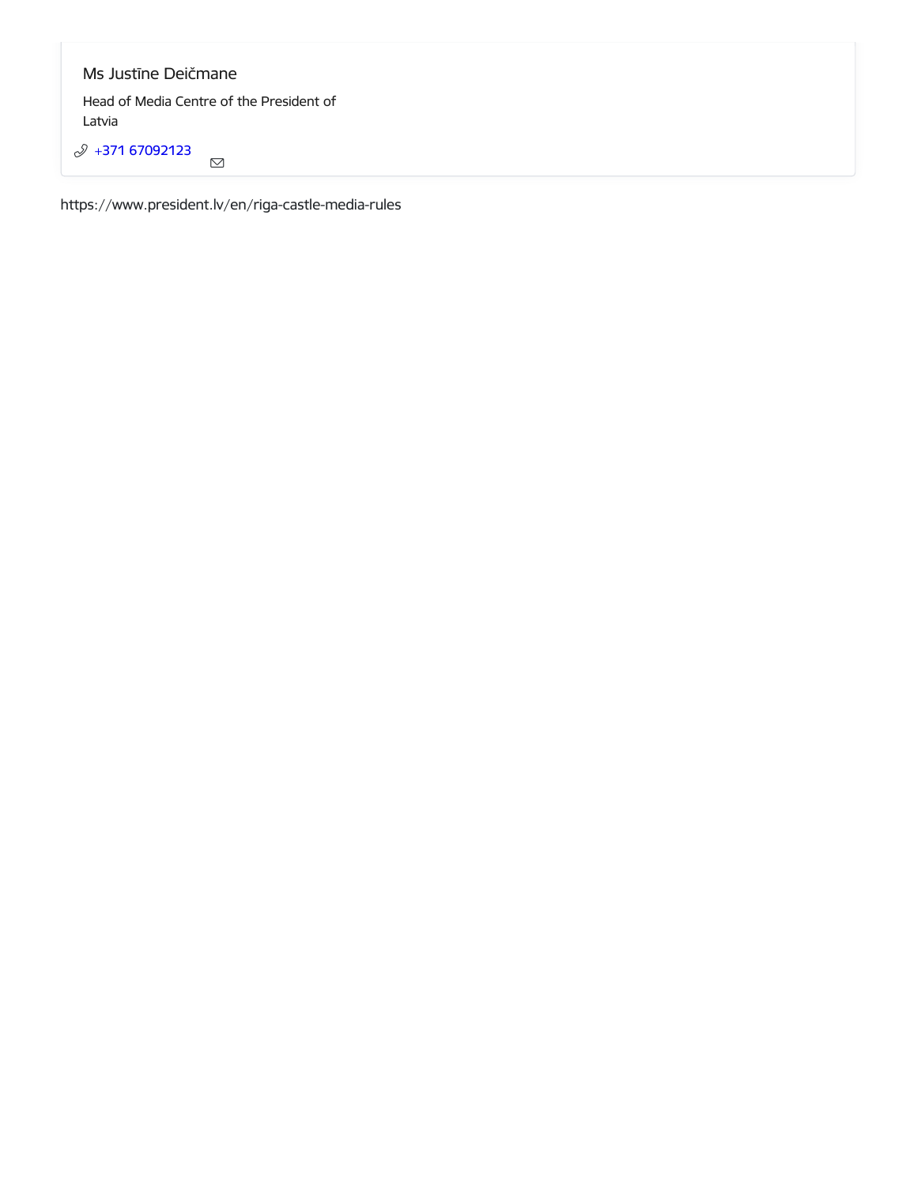Ms Justīne Deičmane

Head of Media Centre of the President of Latvia

+371 67092123

https://www.president.lv/en/riga-castle-media-rules